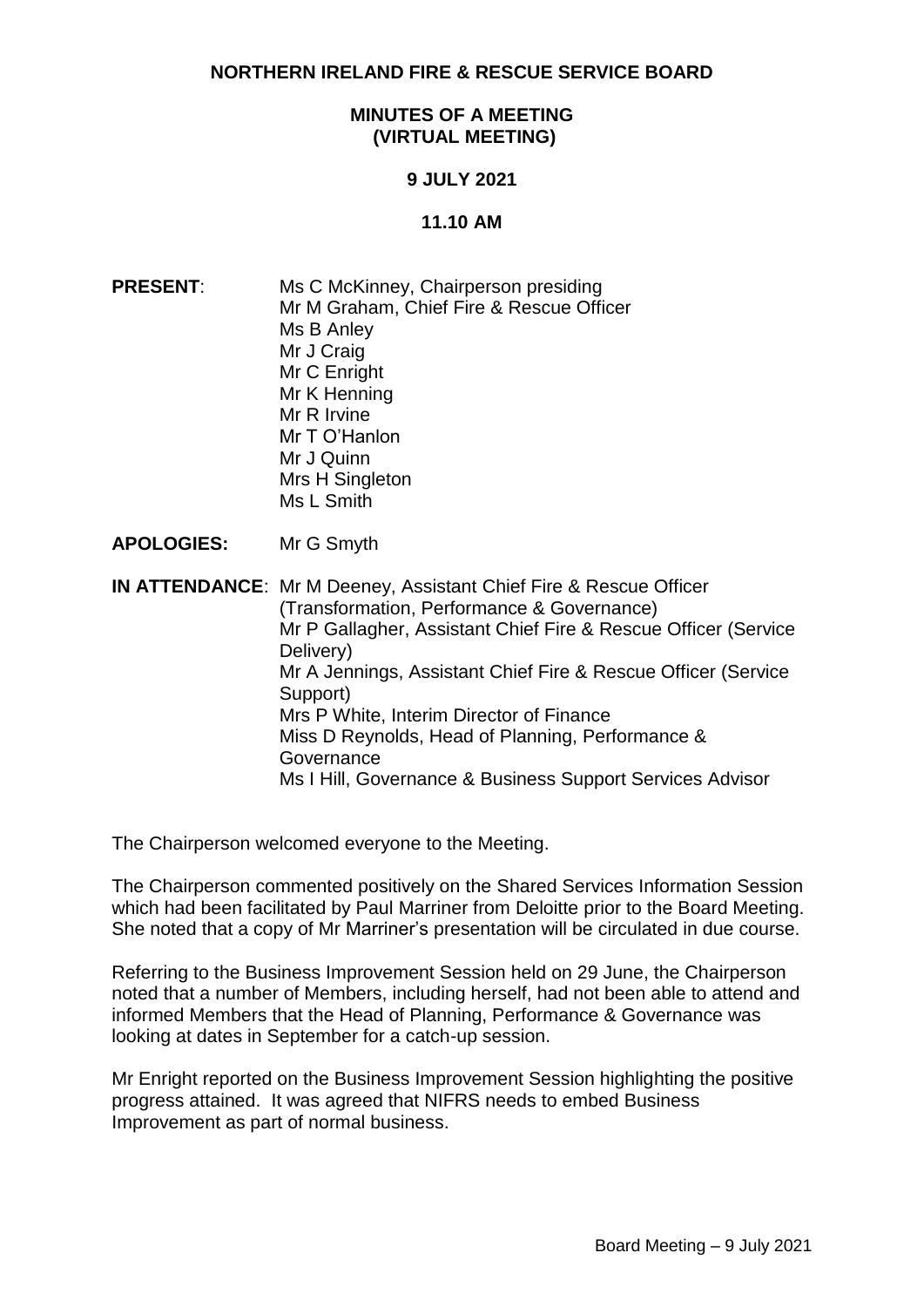# NORTHERN IRELAND FIRE & RESCUE SERVICE BOARD

## MINUTES OF A MEETING (VIRTUAL MEETING)

## 9 JULY 2021

## 11.10 AM

**PRESENT**: Ms C McKinney, Chairperson presiding
Mr M Graham, Chief Fire & Rescue Officer
Ms B Anley
Mr J Craig
Mr C Enright
Mr K Henning
Mr R Irvine
Mr T O'Hanlon
Mr J Quinn
Mrs H Singleton
Ms L Smith

**APOLOGIES:** Mr G Smyth

**IN ATTENDANCE**: Mr M Deeney, Assistant Chief Fire & Rescue Officer (Transformation, Performance & Governance)
Mr P Gallagher, Assistant Chief Fire & Rescue Officer (Service Delivery)
Mr A Jennings, Assistant Chief Fire & Rescue Officer (Service Support)
Mrs P White, Interim Director of Finance
Miss D Reynolds, Head of Planning, Performance & Governance
Ms I Hill, Governance & Business Support Services Advisor

The Chairperson welcomed everyone to the Meeting.

The Chairperson commented positively on the Shared Services Information Session which had been facilitated by Paul Marriner from Deloitte prior to the Board Meeting. She noted that a copy of Mr Marriner's presentation will be circulated in due course.

Referring to the Business Improvement Session held on 29 June, the Chairperson noted that a number of Members, including herself, had not been able to attend and informed Members that the Head of Planning, Performance & Governance was looking at dates in September for a catch-up session.

Mr Enright reported on the Business Improvement Session highlighting the positive progress attained. It was agreed that NIFRS needs to embed Business Improvement as part of normal business.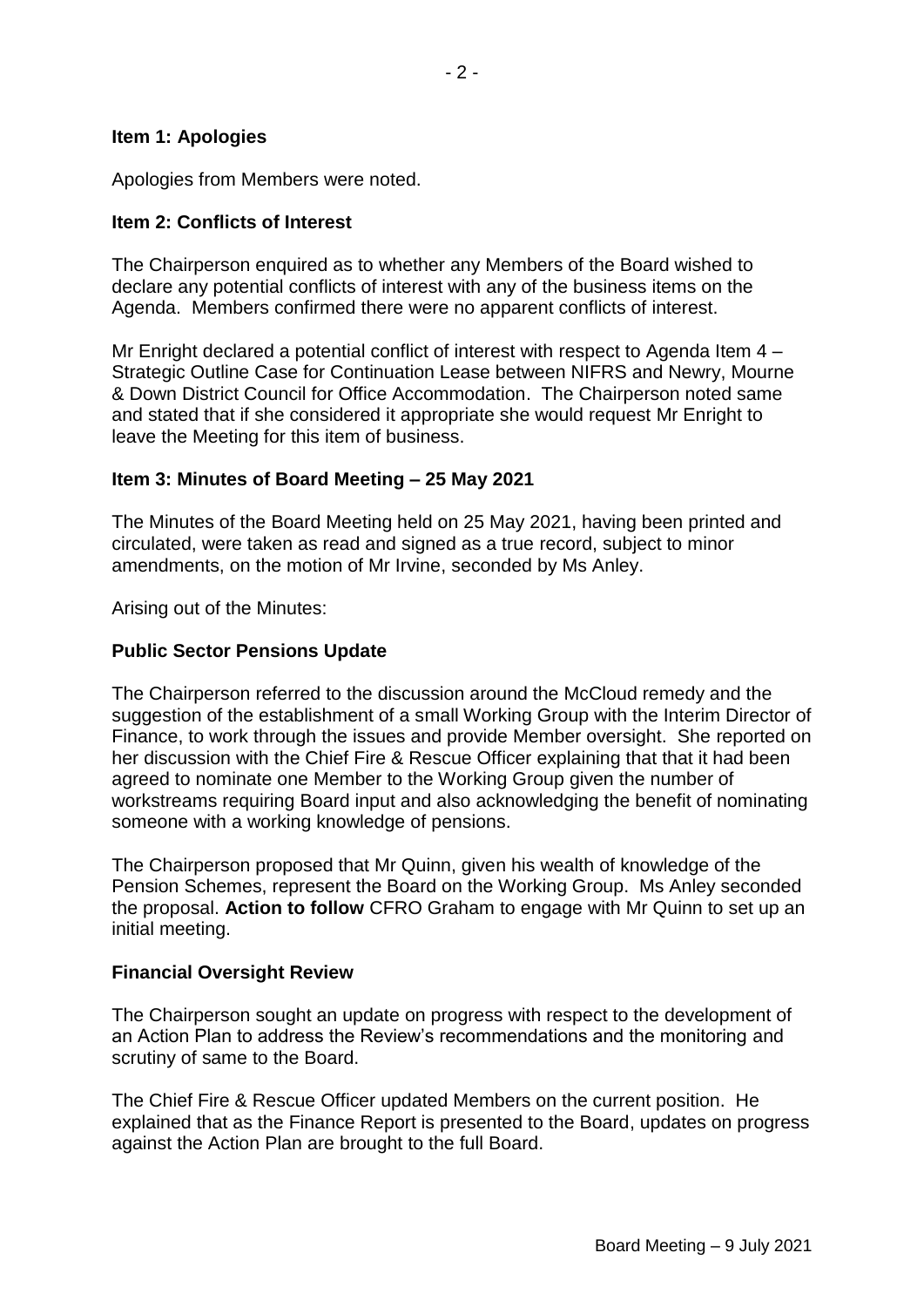**Item 1: Apologies**

Apologies from Members were noted.

**Item 2: Conflicts of Interest**

The Chairperson enquired as to whether any Members of the Board wished to declare any potential conflicts of interest with any of the business items on the Agenda. Members confirmed there were no apparent conflicts of interest.

Mr Enright declared a potential conflict of interest with respect to Agenda Item 4 – Strategic Outline Case for Continuation Lease between NIFRS and Newry, Mourne & Down District Council for Office Accommodation. The Chairperson noted same and stated that if she considered it appropriate she would request Mr Enright to leave the Meeting for this item of business.

**Item 3: Minutes of Board Meeting – 25 May 2021**

The Minutes of the Board Meeting held on 25 May 2021, having been printed and circulated, were taken as read and signed as a true record, subject to minor amendments, on the motion of Mr Irvine, seconded by Ms Anley.

Arising out of the Minutes:

**Public Sector Pensions Update**

The Chairperson referred to the discussion around the McCloud remedy and the suggestion of the establishment of a small Working Group with the Interim Director of Finance, to work through the issues and provide Member oversight. She reported on her discussion with the Chief Fire & Rescue Officer explaining that that it had been agreed to nominate one Member to the Working Group given the number of workstreams requiring Board input and also acknowledging the benefit of nominating someone with a working knowledge of pensions.

The Chairperson proposed that Mr Quinn, given his wealth of knowledge of the Pension Schemes, represent the Board on the Working Group. Ms Anley seconded the proposal. **Action to follow** CFRO Graham to engage with Mr Quinn to set up an initial meeting.

**Financial Oversight Review**

The Chairperson sought an update on progress with respect to the development of an Action Plan to address the Review's recommendations and the monitoring and scrutiny of same to the Board.

The Chief Fire & Rescue Officer updated Members on the current position. He explained that as the Finance Report is presented to the Board, updates on progress against the Action Plan are brought to the full Board.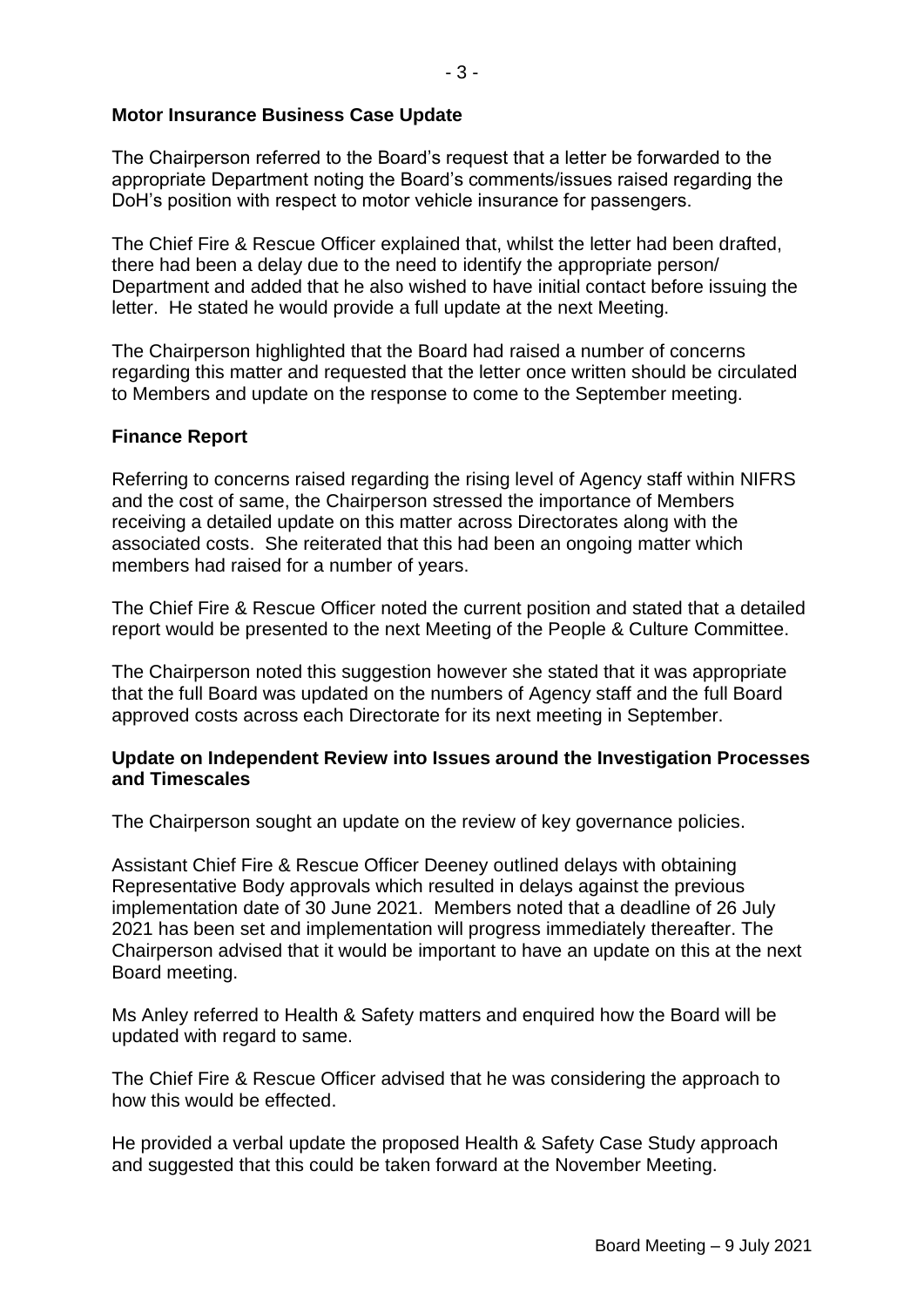**Motor Insurance Business Case Update**

The Chairperson referred to the Board's request that a letter be forwarded to the appropriate Department noting the Board's comments/issues raised regarding the DoH's position with respect to motor vehicle insurance for passengers.

The Chief Fire & Rescue Officer explained that, whilst the letter had been drafted, there had been a delay due to the need to identify the appropriate person/ Department and added that he also wished to have initial contact before issuing the letter. He stated he would provide a full update at the next Meeting.

The Chairperson highlighted that the Board had raised a number of concerns regarding this matter and requested that the letter once written should be circulated to Members and update on the response to come to the September meeting.

**Finance Report**

Referring to concerns raised regarding the rising level of Agency staff within NIFRS and the cost of same, the Chairperson stressed the importance of Members receiving a detailed update on this matter across Directorates along with the associated costs. She reiterated that this had been an ongoing matter which members had raised for a number of years.

The Chief Fire & Rescue Officer noted the current position and stated that a detailed report would be presented to the next Meeting of the People & Culture Committee.

The Chairperson noted this suggestion however she stated that it was appropriate that the full Board was updated on the numbers of Agency staff and the full Board approved costs across each Directorate for its next meeting in September.

**Update on Independent Review into Issues around the Investigation Processes and Timescales**

The Chairperson sought an update on the review of key governance policies.

Assistant Chief Fire & Rescue Officer Deeney outlined delays with obtaining Representative Body approvals which resulted in delays against the previous implementation date of 30 June 2021. Members noted that a deadline of 26 July 2021 has been set and implementation will progress immediately thereafter. The Chairperson advised that it would be important to have an update on this at the next Board meeting.

Ms Anley referred to Health & Safety matters and enquired how the Board will be updated with regard to same.

The Chief Fire & Rescue Officer advised that he was considering the approach to how this would be effected.

He provided a verbal update the proposed Health & Safety Case Study approach and suggested that this could be taken forward at the November Meeting.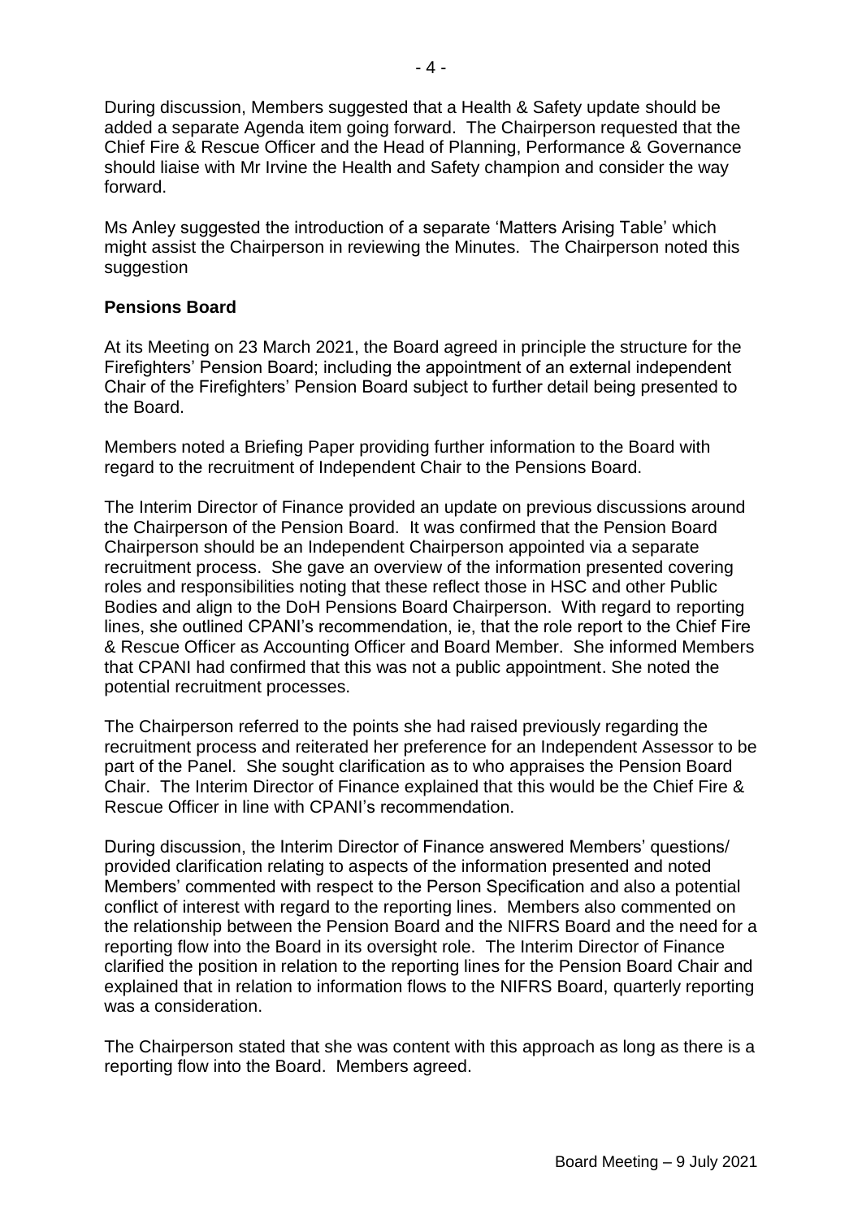During discussion, Members suggested that a Health & Safety update should be added a separate Agenda item going forward. The Chairperson requested that the Chief Fire & Rescue Officer and the Head of Planning, Performance & Governance should liaise with Mr Irvine the Health and Safety champion and consider the way forward.

Ms Anley suggested the introduction of a separate 'Matters Arising Table' which might assist the Chairperson in reviewing the Minutes. The Chairperson noted this suggestion

**Pensions Board**

At its Meeting on 23 March 2021, the Board agreed in principle the structure for the Firefighters' Pension Board; including the appointment of an external independent Chair of the Firefighters' Pension Board subject to further detail being presented to the Board.

Members noted a Briefing Paper providing further information to the Board with regard to the recruitment of Independent Chair to the Pensions Board.

The Interim Director of Finance provided an update on previous discussions around the Chairperson of the Pension Board. It was confirmed that the Pension Board Chairperson should be an Independent Chairperson appointed via a separate recruitment process. She gave an overview of the information presented covering roles and responsibilities noting that these reflect those in HSC and other Public Bodies and align to the DoH Pensions Board Chairperson. With regard to reporting lines, she outlined CPANI's recommendation, ie, that the role report to the Chief Fire & Rescue Officer as Accounting Officer and Board Member. She informed Members that CPANI had confirmed that this was not a public appointment. She noted the potential recruitment processes.

The Chairperson referred to the points she had raised previously regarding the recruitment process and reiterated her preference for an Independent Assessor to be part of the Panel. She sought clarification as to who appraises the Pension Board Chair. The Interim Director of Finance explained that this would be the Chief Fire & Rescue Officer in line with CPANI's recommendation.

During discussion, the Interim Director of Finance answered Members' questions/ provided clarification relating to aspects of the information presented and noted Members' commented with respect to the Person Specification and also a potential conflict of interest with regard to the reporting lines. Members also commented on the relationship between the Pension Board and the NIFRS Board and the need for a reporting flow into the Board in its oversight role. The Interim Director of Finance clarified the position in relation to the reporting lines for the Pension Board Chair and explained that in relation to information flows to the NIFRS Board, quarterly reporting was a consideration.

The Chairperson stated that she was content with this approach as long as there is a reporting flow into the Board. Members agreed.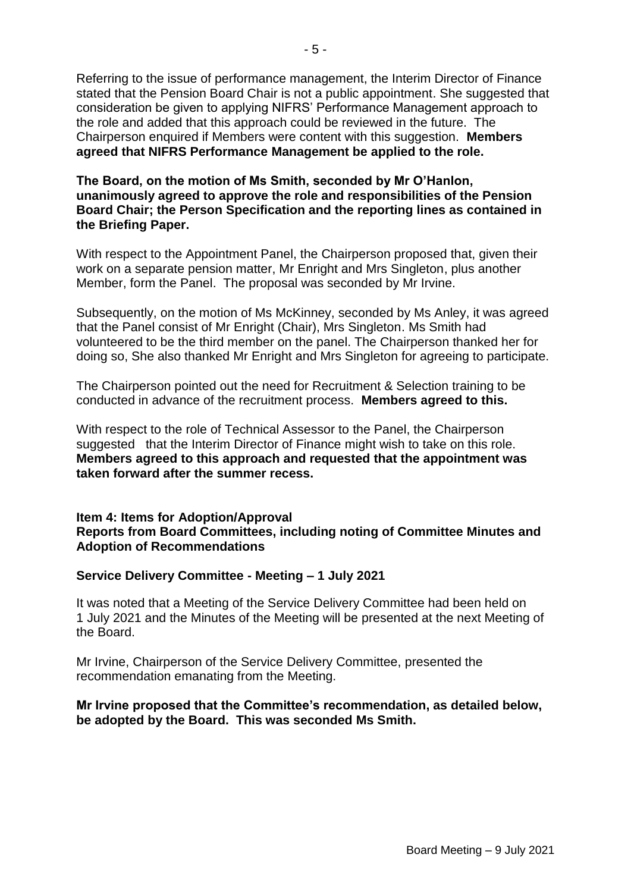Referring to the issue of performance management, the Interim Director of Finance stated that the Pension Board Chair is not a public appointment. She suggested that consideration be given to applying NIFRS' Performance Management approach to the role and added that this approach could be reviewed in the future. The Chairperson enquired if Members were content with this suggestion. **Members agreed that NIFRS Performance Management be applied to the role.**

**The Board, on the motion of Ms Smith, seconded by Mr O'Hanlon, unanimously agreed to approve the role and responsibilities of the Pension Board Chair; the Person Specification and the reporting lines as contained in the Briefing Paper.**

With respect to the Appointment Panel, the Chairperson proposed that, given their work on a separate pension matter, Mr Enright and Mrs Singleton, plus another Member, form the Panel. The proposal was seconded by Mr Irvine.

Subsequently, on the motion of Ms McKinney, seconded by Ms Anley, it was agreed that the Panel consist of Mr Enright (Chair), Mrs Singleton. Ms Smith had volunteered to be the third member on the panel. The Chairperson thanked her for doing so, She also thanked Mr Enright and Mrs Singleton for agreeing to participate.

The Chairperson pointed out the need for Recruitment & Selection training to be conducted in advance of the recruitment process. **Members agreed to this.**

With respect to the role of Technical Assessor to the Panel, the Chairperson suggested that the Interim Director of Finance might wish to take on this role. **Members agreed to this approach and requested that the appointment was taken forward after the summer recess.**

### Item 4: Items for Adoption/Approval
### Reports from Board Committees, including noting of Committee Minutes and Adoption of Recommendations

**Service Delivery Committee - Meeting – 1 July 2021**

It was noted that a Meeting of the Service Delivery Committee had been held on 1 July 2021 and the Minutes of the Meeting will be presented at the next Meeting of the Board.

Mr Irvine, Chairperson of the Service Delivery Committee, presented the recommendation emanating from the Meeting.

**Mr Irvine proposed that the Committee's recommendation, as detailed below, be adopted by the Board. This was seconded Ms Smith.**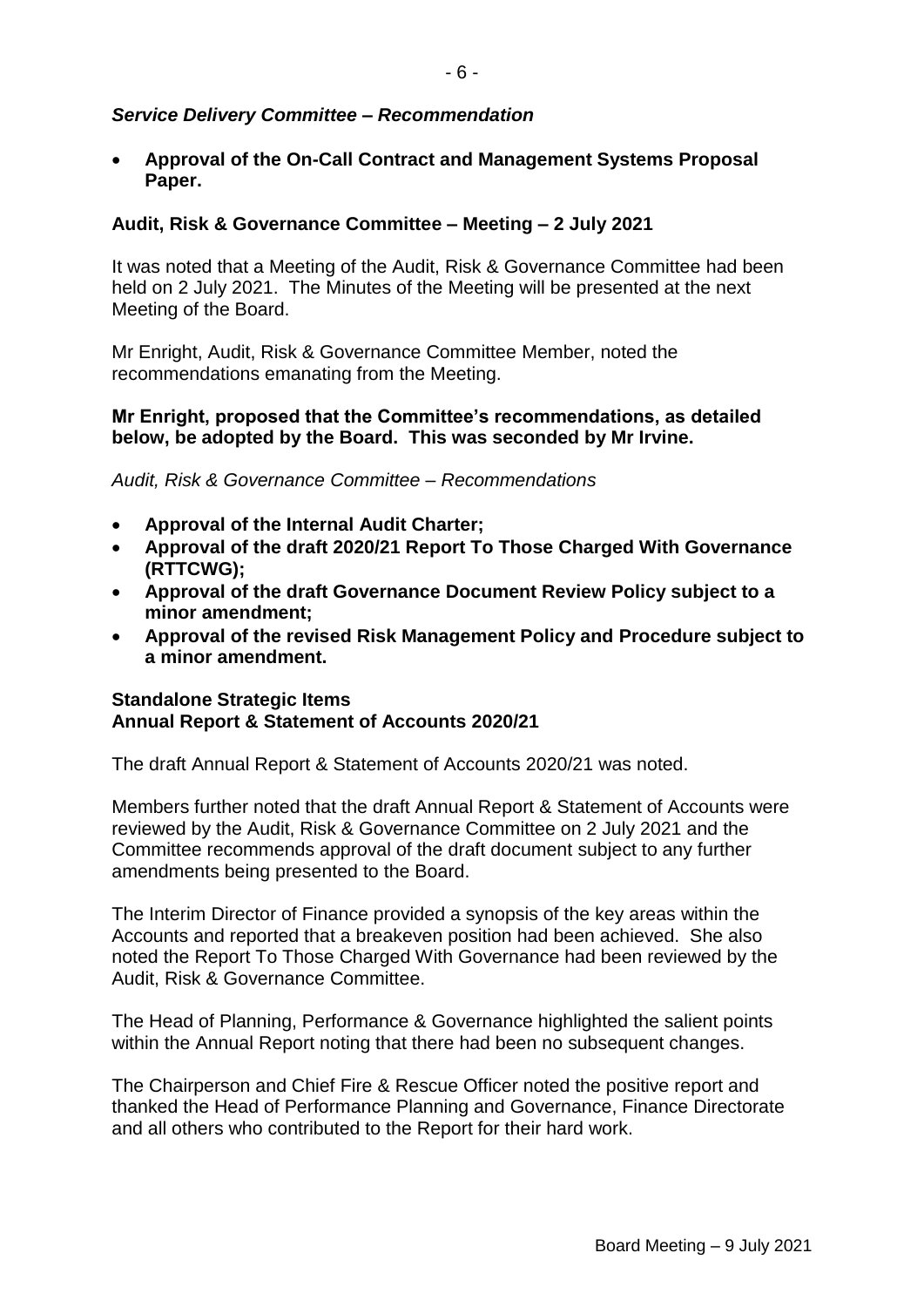***Service Delivery Committee – Recommendation***

- **Approval of the On-Call Contract and Management Systems Proposal Paper.**

**Audit, Risk & Governance Committee – Meeting – 2 July 2021**

It was noted that a Meeting of the Audit, Risk & Governance Committee had been held on 2 July 2021. The Minutes of the Meeting will be presented at the next Meeting of the Board.

Mr Enright, Audit, Risk & Governance Committee Member, noted the recommendations emanating from the Meeting.

**Mr Enright, proposed that the Committee's recommendations, as detailed below, be adopted by the Board. This was seconded by Mr Irvine.**

*Audit, Risk & Governance Committee – Recommendations*

- **Approval of the Internal Audit Charter;**
- **Approval of the draft 2020/21 Report To Those Charged With Governance (RTTCWG);**
- **Approval of the draft Governance Document Review Policy subject to a minor amendment;**
- **Approval of the revised Risk Management Policy and Procedure subject to a minor amendment.**

**Standalone Strategic Items**
**Annual Report & Statement of Accounts 2020/21**

The draft Annual Report & Statement of Accounts 2020/21 was noted.

Members further noted that the draft Annual Report & Statement of Accounts were reviewed by the Audit, Risk & Governance Committee on 2 July 2021 and the Committee recommends approval of the draft document subject to any further amendments being presented to the Board.

The Interim Director of Finance provided a synopsis of the key areas within the Accounts and reported that a breakeven position had been achieved. She also noted the Report To Those Charged With Governance had been reviewed by the Audit, Risk & Governance Committee.

The Head of Planning, Performance & Governance highlighted the salient points within the Annual Report noting that there had been no subsequent changes.

The Chairperson and Chief Fire & Rescue Officer noted the positive report and thanked the Head of Performance Planning and Governance, Finance Directorate and all others who contributed to the Report for their hard work.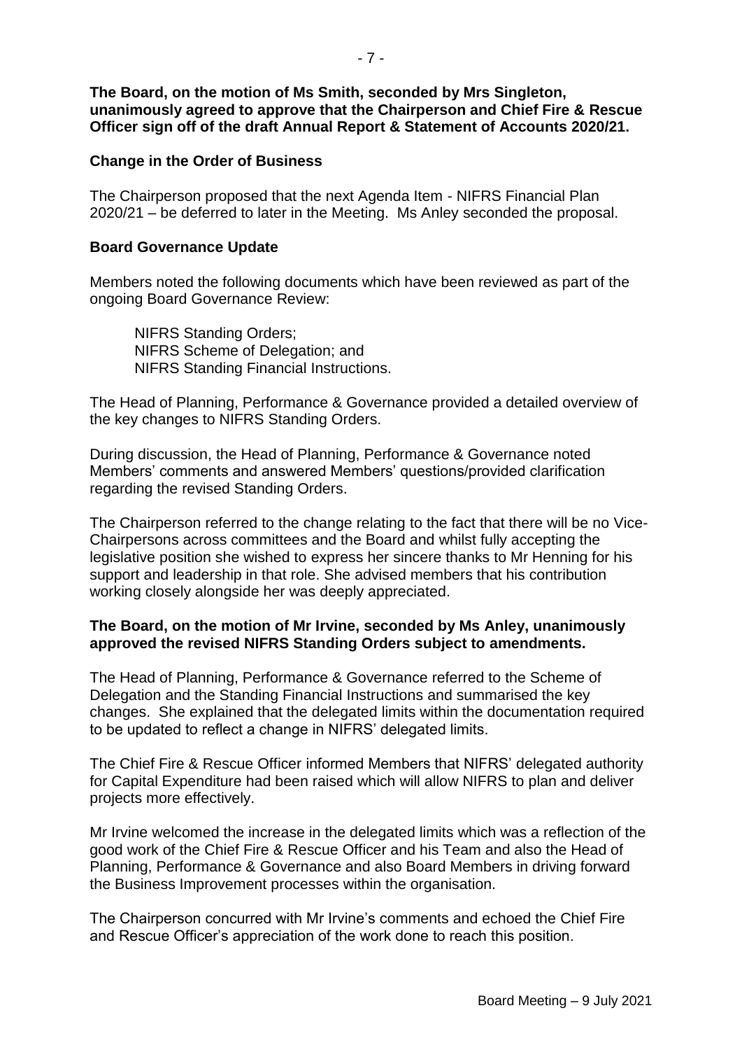**The Board, on the motion of Ms Smith, seconded by Mrs Singleton, unanimously agreed to approve that the Chairperson and Chief Fire & Rescue Officer sign off of the draft Annual Report & Statement of Accounts 2020/21.**

**Change in the Order of Business**

The Chairperson proposed that the next Agenda Item - NIFRS Financial Plan 2020/21 – be deferred to later in the Meeting. Ms Anley seconded the proposal.

**Board Governance Update**

Members noted the following documents which have been reviewed as part of the ongoing Board Governance Review:

NIFRS Standing Orders;
NIFRS Scheme of Delegation; and
NIFRS Standing Financial Instructions.

The Head of Planning, Performance & Governance provided a detailed overview of the key changes to NIFRS Standing Orders.

During discussion, the Head of Planning, Performance & Governance noted Members' comments and answered Members' questions/provided clarification regarding the revised Standing Orders.

The Chairperson referred to the change relating to the fact that there will be no Vice-Chairpersons across committees and the Board and whilst fully accepting the legislative position she wished to express her sincere thanks to Mr Henning for his support and leadership in that role. She advised members that his contribution working closely alongside her was deeply appreciated.

**The Board, on the motion of Mr Irvine, seconded by Ms Anley, unanimously approved the revised NIFRS Standing Orders subject to amendments.**

The Head of Planning, Performance & Governance referred to the Scheme of Delegation and the Standing Financial Instructions and summarised the key changes. She explained that the delegated limits within the documentation required to be updated to reflect a change in NIFRS' delegated limits.

The Chief Fire & Rescue Officer informed Members that NIFRS' delegated authority for Capital Expenditure had been raised which will allow NIFRS to plan and deliver projects more effectively.

Mr Irvine welcomed the increase in the delegated limits which was a reflection of the good work of the Chief Fire & Rescue Officer and his Team and also the Head of Planning, Performance & Governance and also Board Members in driving forward the Business Improvement processes within the organisation.

The Chairperson concurred with Mr Irvine's comments and echoed the Chief Fire and Rescue Officer's appreciation of the work done to reach this position.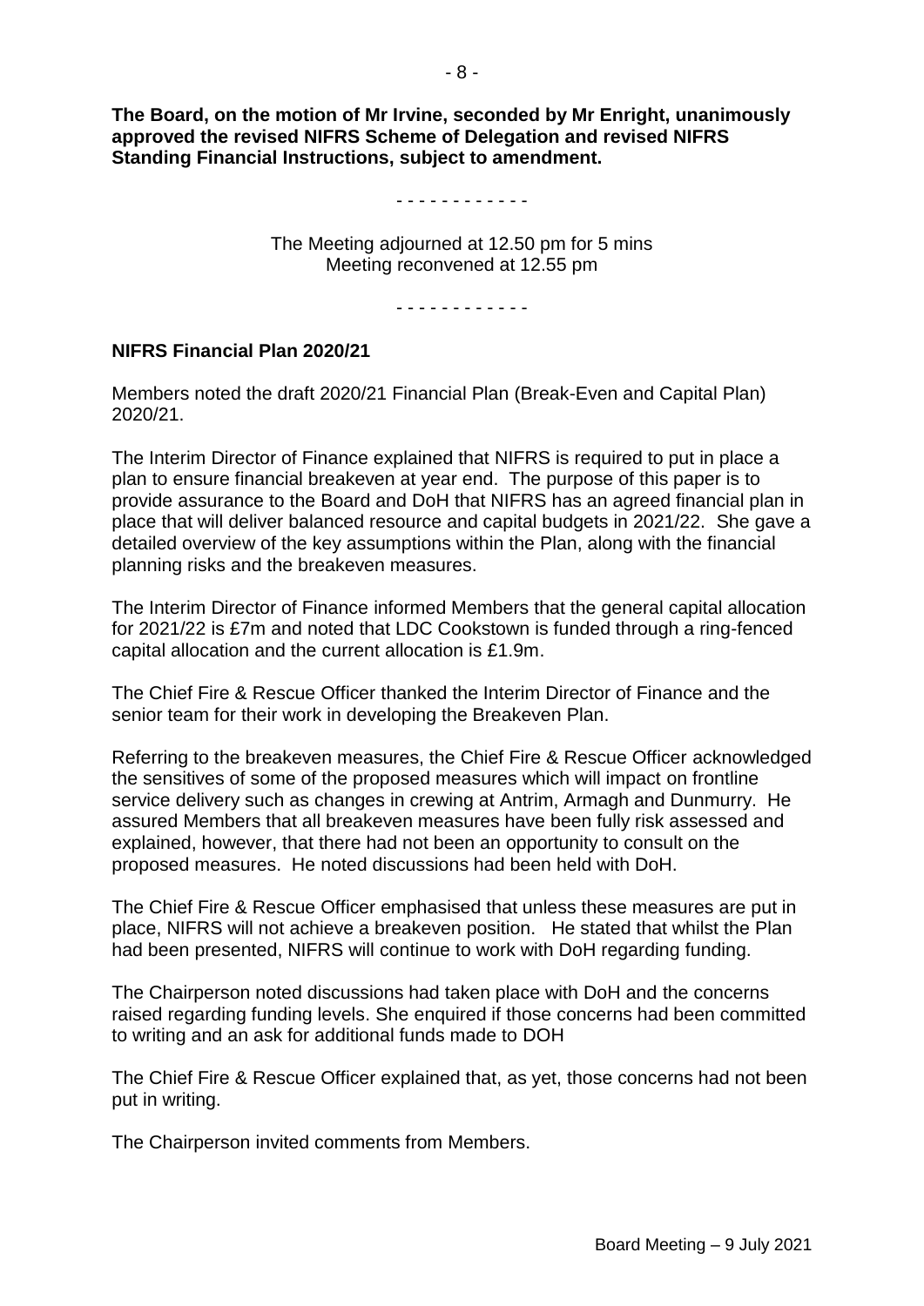**The Board, on the motion of Mr Irvine, seconded by Mr Enright, unanimously approved the revised NIFRS Scheme of Delegation and revised NIFRS Standing Financial Instructions, subject to amendment.**

\- - - - - - - - - - - -

The Meeting adjourned at 12.50 pm for 5 mins
Meeting reconvened at 12.55 pm

\- - - - - - - - - - - -

**NIFRS Financial Plan 2020/21**

Members noted the draft 2020/21 Financial Plan (Break-Even and Capital Plan) 2020/21.

The Interim Director of Finance explained that NIFRS is required to put in place a plan to ensure financial breakeven at year end. The purpose of this paper is to provide assurance to the Board and DoH that NIFRS has an agreed financial plan in place that will deliver balanced resource and capital budgets in 2021/22. She gave a detailed overview of the key assumptions within the Plan, along with the financial planning risks and the breakeven measures.

The Interim Director of Finance informed Members that the general capital allocation for 2021/22 is £7m and noted that LDC Cookstown is funded through a ring-fenced capital allocation and the current allocation is £1.9m.

The Chief Fire & Rescue Officer thanked the Interim Director of Finance and the senior team for their work in developing the Breakeven Plan.

Referring to the breakeven measures, the Chief Fire & Rescue Officer acknowledged the sensitives of some of the proposed measures which will impact on frontline service delivery such as changes in crewing at Antrim, Armagh and Dunmurry. He assured Members that all breakeven measures have been fully risk assessed and explained, however, that there had not been an opportunity to consult on the proposed measures. He noted discussions had been held with DoH.

The Chief Fire & Rescue Officer emphasised that unless these measures are put in place, NIFRS will not achieve a breakeven position. He stated that whilst the Plan had been presented, NIFRS will continue to work with DoH regarding funding.

The Chairperson noted discussions had taken place with DoH and the concerns raised regarding funding levels. She enquired if those concerns had been committed to writing and an ask for additional funds made to DOH

The Chief Fire & Rescue Officer explained that, as yet, those concerns had not been put in writing.

The Chairperson invited comments from Members.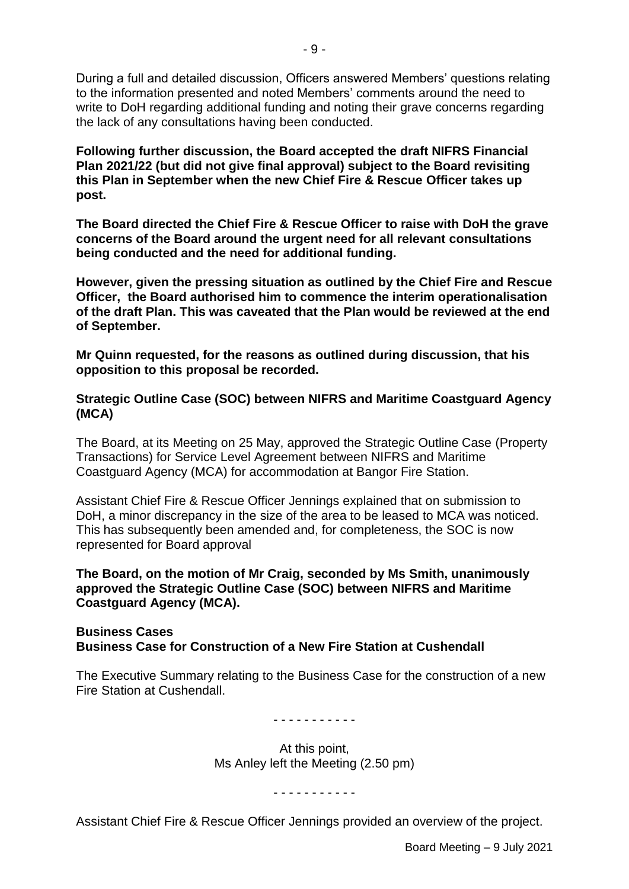During a full and detailed discussion, Officers answered Members' questions relating to the information presented and noted Members' comments around the need to write to DoH regarding additional funding and noting their grave concerns regarding the lack of any consultations having been conducted.

**Following further discussion, the Board accepted the draft NIFRS Financial Plan 2021/22 (but did not give final approval) subject to the Board revisiting this Plan in September when the new Chief Fire & Rescue Officer takes up post.**

**The Board directed the Chief Fire & Rescue Officer to raise with DoH the grave concerns of the Board around the urgent need for all relevant consultations being conducted and the need for additional funding.**

**However, given the pressing situation as outlined by the Chief Fire and Rescue Officer, the Board authorised him to commence the interim operationalisation of the draft Plan. This was caveated that the Plan would be reviewed at the end of September.**

**Mr Quinn requested, for the reasons as outlined during discussion, that his opposition to this proposal be recorded.**

**Strategic Outline Case (SOC) between NIFRS and Maritime Coastguard Agency (MCA)**

The Board, at its Meeting on 25 May, approved the Strategic Outline Case (Property Transactions) for Service Level Agreement between NIFRS and Maritime Coastguard Agency (MCA) for accommodation at Bangor Fire Station.

Assistant Chief Fire & Rescue Officer Jennings explained that on submission to DoH, a minor discrepancy in the size of the area to be leased to MCA was noticed. This has subsequently been amended and, for completeness, the SOC is now represented for Board approval

**The Board, on the motion of Mr Craig, seconded by Ms Smith, unanimously approved the Strategic Outline Case (SOC) between NIFRS and Maritime Coastguard Agency (MCA).**

**Business Cases**
**Business Case for Construction of a New Fire Station at Cushendall**

The Executive Summary relating to the Business Case for the construction of a new Fire Station at Cushendall.

- - - - - - - - - - -

At this point,
Ms Anley left the Meeting (2.50 pm)

- - - - - - - - - - -

Assistant Chief Fire & Rescue Officer Jennings provided an overview of the project.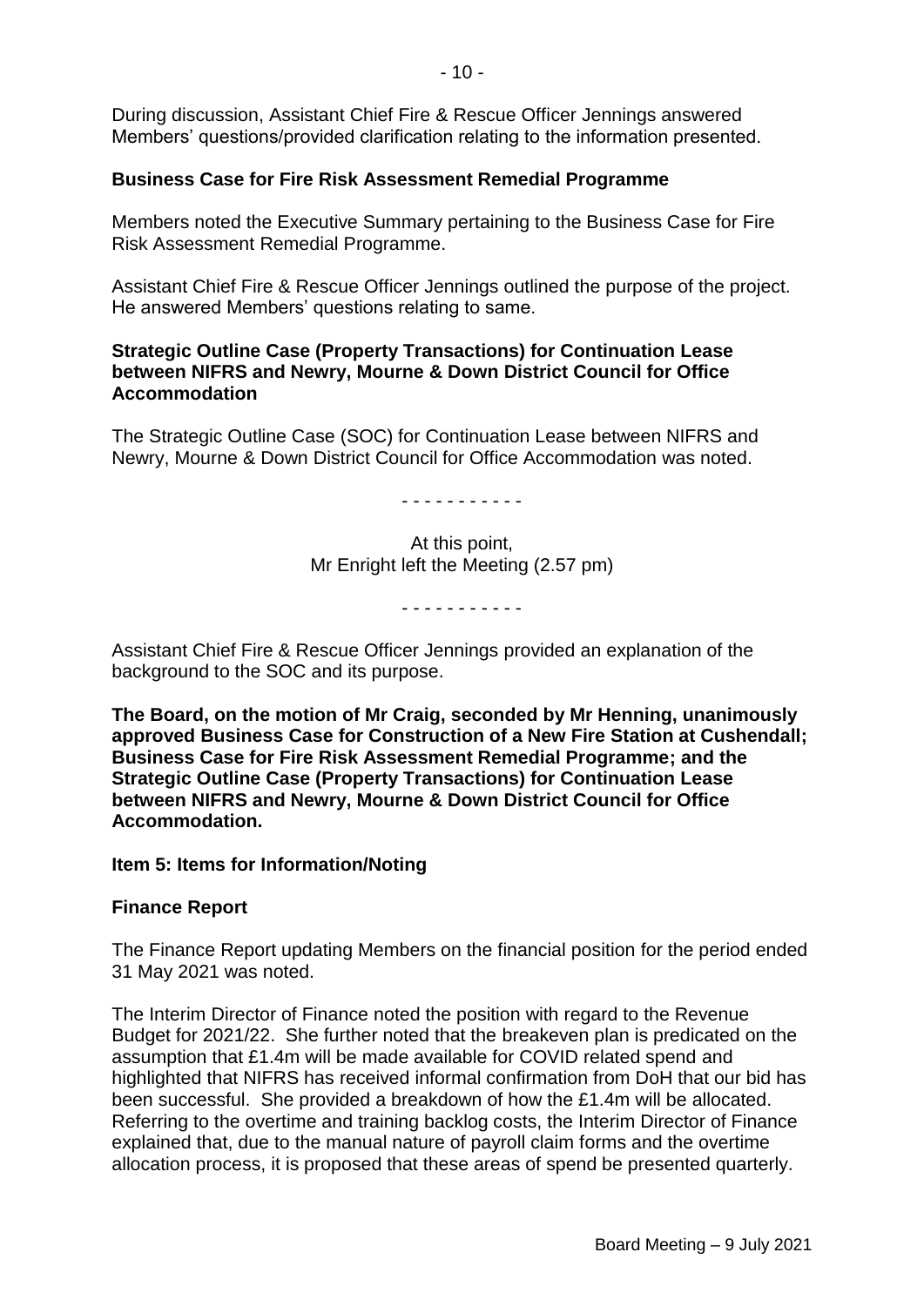During discussion, Assistant Chief Fire & Rescue Officer Jennings answered Members' questions/provided clarification relating to the information presented.

**Business Case for Fire Risk Assessment Remedial Programme**

Members noted the Executive Summary pertaining to the Business Case for Fire Risk Assessment Remedial Programme.

Assistant Chief Fire & Rescue Officer Jennings outlined the purpose of the project. He answered Members' questions relating to same.

**Strategic Outline Case (Property Transactions) for Continuation Lease between NIFRS and Newry, Mourne & Down District Council for Office Accommodation**

The Strategic Outline Case (SOC) for Continuation Lease between NIFRS and Newry, Mourne & Down District Council for Office Accommodation was noted.

\- - - - - - - - - - -

At this point,
Mr Enright left the Meeting (2.57 pm)

\- - - - - - - - - - -

Assistant Chief Fire & Rescue Officer Jennings provided an explanation of the background to the SOC and its purpose.

**The Board, on the motion of Mr Craig, seconded by Mr Henning, unanimously approved Business Case for Construction of a New Fire Station at Cushendall; Business Case for Fire Risk Assessment Remedial Programme; and the Strategic Outline Case (Property Transactions) for Continuation Lease between NIFRS and Newry, Mourne & Down District Council for Office Accommodation.**

**Item 5: Items for Information/Noting**

**Finance Report**

The Finance Report updating Members on the financial position for the period ended 31 May 2021 was noted.

The Interim Director of Finance noted the position with regard to the Revenue Budget for 2021/22. She further noted that the breakeven plan is predicated on the assumption that £1.4m will be made available for COVID related spend and highlighted that NIFRS has received informal confirmation from DoH that our bid has been successful. She provided a breakdown of how the £1.4m will be allocated. Referring to the overtime and training backlog costs, the Interim Director of Finance explained that, due to the manual nature of payroll claim forms and the overtime allocation process, it is proposed that these areas of spend be presented quarterly.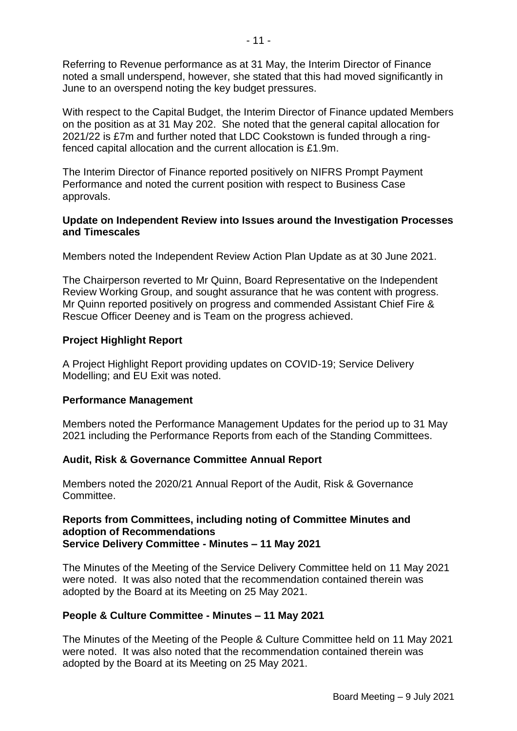Referring to Revenue performance as at 31 May, the Interim Director of Finance noted a small underspend, however, she stated that this had moved significantly in June to an overspend noting the key budget pressures.

With respect to the Capital Budget, the Interim Director of Finance updated Members on the position as at 31 May 202. She noted that the general capital allocation for 2021/22 is £7m and further noted that LDC Cookstown is funded through a ring-fenced capital allocation and the current allocation is £1.9m.

The Interim Director of Finance reported positively on NIFRS Prompt Payment Performance and noted the current position with respect to Business Case approvals.

**Update on Independent Review into Issues around the Investigation Processes and Timescales**

Members noted the Independent Review Action Plan Update as at 30 June 2021.

The Chairperson reverted to Mr Quinn, Board Representative on the Independent Review Working Group, and sought assurance that he was content with progress. Mr Quinn reported positively on progress and commended Assistant Chief Fire & Rescue Officer Deeney and is Team on the progress achieved.

**Project Highlight Report**

A Project Highlight Report providing updates on COVID-19; Service Delivery Modelling; and EU Exit was noted.

**Performance Management**

Members noted the Performance Management Updates for the period up to 31 May 2021 including the Performance Reports from each of the Standing Committees.

**Audit, Risk & Governance Committee Annual Report**

Members noted the 2020/21 Annual Report of the Audit, Risk & Governance Committee.

**Reports from Committees, including noting of Committee Minutes and adoption of Recommendations**
**Service Delivery Committee - Minutes – 11 May 2021**

The Minutes of the Meeting of the Service Delivery Committee held on 11 May 2021 were noted. It was also noted that the recommendation contained therein was adopted by the Board at its Meeting on 25 May 2021.

**People & Culture Committee - Minutes – 11 May 2021**

The Minutes of the Meeting of the People & Culture Committee held on 11 May 2021 were noted. It was also noted that the recommendation contained therein was adopted by the Board at its Meeting on 25 May 2021.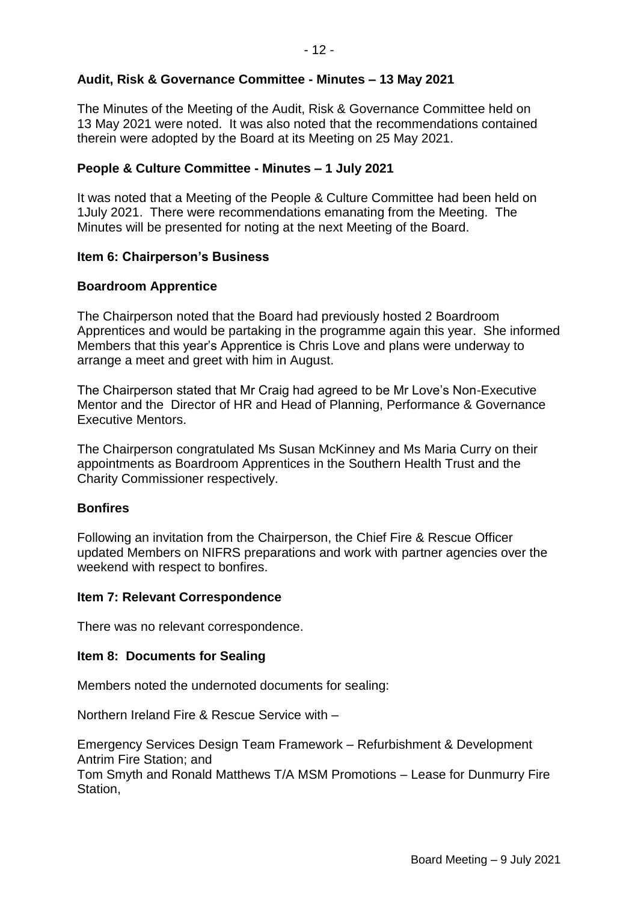**Audit, Risk & Governance Committee - Minutes – 13 May 2021**

The Minutes of the Meeting of the Audit, Risk & Governance Committee held on 13 May 2021 were noted. It was also noted that the recommendations contained therein were adopted by the Board at its Meeting on 25 May 2021.

**People & Culture Committee - Minutes – 1 July 2021**

It was noted that a Meeting of the People & Culture Committee had been held on 1July 2021. There were recommendations emanating from the Meeting. The Minutes will be presented for noting at the next Meeting of the Board.

**Item 6: Chairperson's Business**

**Boardroom Apprentice**

The Chairperson noted that the Board had previously hosted 2 Boardroom Apprentices and would be partaking in the programme again this year. She informed Members that this year's Apprentice is Chris Love and plans were underway to arrange a meet and greet with him in August.

The Chairperson stated that Mr Craig had agreed to be Mr Love's Non-Executive Mentor and the Director of HR and Head of Planning, Performance & Governance Executive Mentors.

The Chairperson congratulated Ms Susan McKinney and Ms Maria Curry on their appointments as Boardroom Apprentices in the Southern Health Trust and the Charity Commissioner respectively.

**Bonfires**

Following an invitation from the Chairperson, the Chief Fire & Rescue Officer updated Members on NIFRS preparations and work with partner agencies over the weekend with respect to bonfires.

**Item 7: Relevant Correspondence**

There was no relevant correspondence.

**Item 8: Documents for Sealing**

Members noted the undernoted documents for sealing:

Northern Ireland Fire & Rescue Service with –

Emergency Services Design Team Framework – Refurbishment & Development Antrim Fire Station; and
Tom Smyth and Ronald Matthews T/A MSM Promotions – Lease for Dunmurry Fire Station,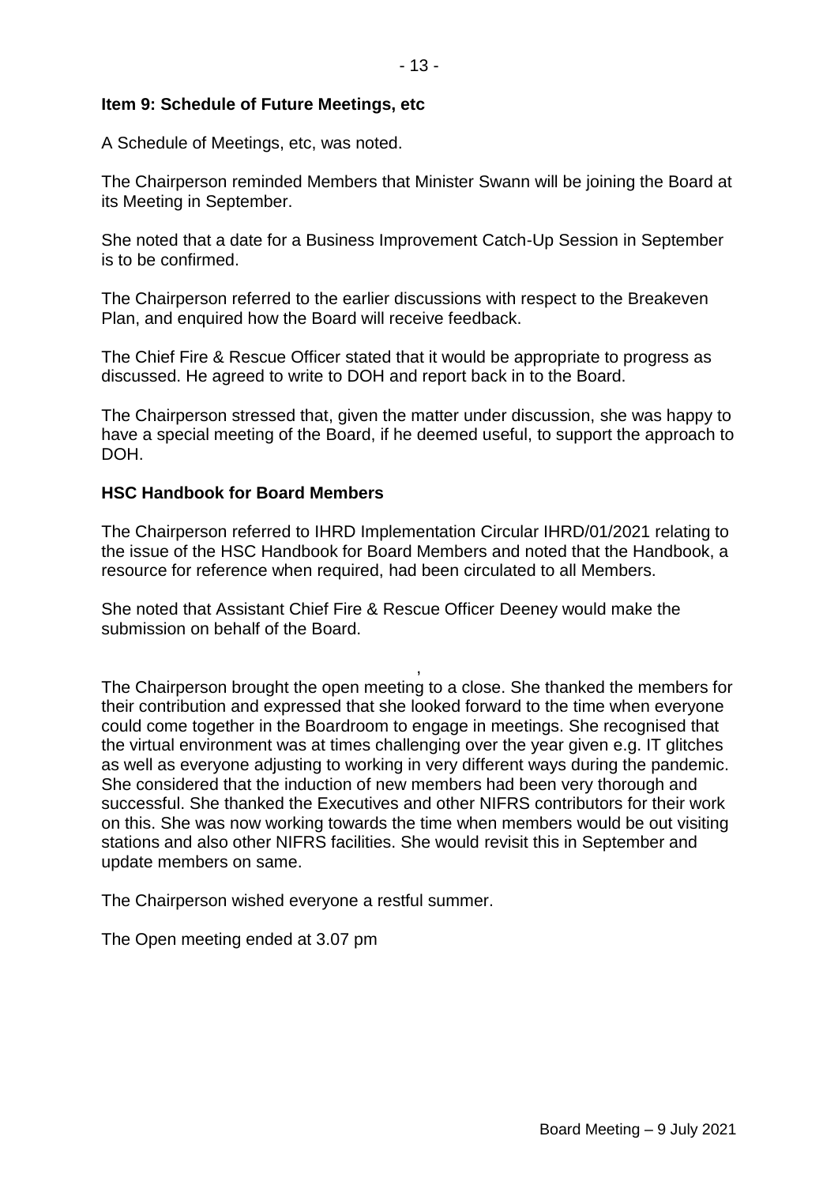**Item 9: Schedule of Future Meetings, etc**

A Schedule of Meetings, etc, was noted.

The Chairperson reminded Members that Minister Swann will be joining the Board at its Meeting in September.

She noted that a date for a Business Improvement Catch-Up Session in September is to be confirmed.

The Chairperson referred to the earlier discussions with respect to the Breakeven Plan, and enquired how the Board will receive feedback.

The Chief Fire & Rescue Officer stated that it would be appropriate to progress as discussed. He agreed to write to DOH and report back in to the Board.

The Chairperson stressed that, given the matter under discussion, she was happy to have a special meeting of the Board, if he deemed useful, to support the approach to DOH.

**HSC Handbook for Board Members**

The Chairperson referred to IHRD Implementation Circular IHRD/01/2021 relating to the issue of the HSC Handbook for Board Members and noted that the Handbook, a resource for reference when required, had been circulated to all Members.

She noted that Assistant Chief Fire & Rescue Officer Deeney would make the submission on behalf of the Board.

The Chairperson brought the open meeting to a close. She thanked the members for their contribution and expressed that she looked forward to the time when everyone could come together in the Boardroom to engage in meetings. She recognised that the virtual environment was at times challenging over the year given e.g. IT glitches as well as everyone adjusting to working in very different ways during the pandemic. She considered that the induction of new members had been very thorough and successful. She thanked the Executives and other NIFRS contributors for their work on this. She was now working towards the time when members would be out visiting stations and also other NIFRS facilities. She would revisit this in September and update members on same.

The Chairperson wished everyone a restful summer.

The Open meeting ended at 3.07 pm